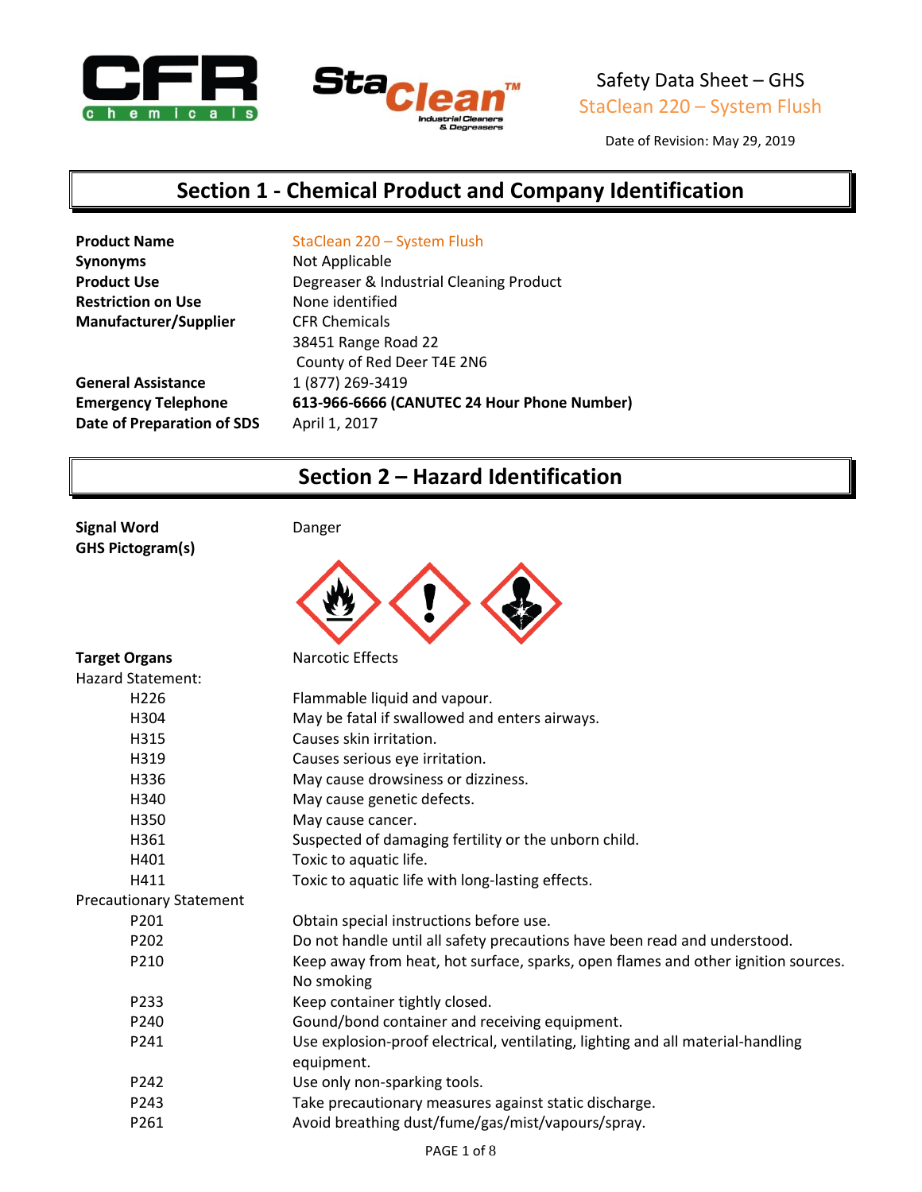Safety Data Sheet – GHS
StaClean 220 – System Flush

Date of Revision: May 29, 2019

## Section 1 - Chemical Product and Company Identification

**Product Name** StaClean 220 – System Flush
**Synonyms** Not Applicable
**Product Use** Degreaser & Industrial Cleaning Product
**Restriction on Use** None identified
**Manufacturer/Supplier** CFR Chemicals
38451 Range Road 22
County of Red Deer T4E 2N6
**General Assistance** 1 (877) 269-3419
**Emergency Telephone** **613-966-6666 (CANUTEC 24 Hour Phone Number)**
**Date of Preparation of SDS** April 1, 2017

## Section 2 – Hazard Identification

**Signal Word** Danger
**GHS Pictogram(s)**

**Target Organs** Narcotic Effects

Hazard Statement:

| | |
|---|---|
| H226 | Flammable liquid and vapour. |
| H304 | May be fatal if swallowed and enters airways. |
| H315 | Causes skin irritation. |
| H319 | Causes serious eye irritation. |
| H336 | May cause drowsiness or dizziness. |
| H340 | May cause genetic defects. |
| H350 | May cause cancer. |
| H361 | Suspected of damaging fertility or the unborn child. |
| H401 | Toxic to aquatic life. |
| H411 | Toxic to aquatic life with long-lasting effects. |

Precautionary Statement

| | |
|---|---|
| P201 | Obtain special instructions before use. |
| P202 | Do not handle until all safety precautions have been read and understood. |
| P210 | Keep away from heat, hot surface, sparks, open flames and other ignition sources. No smoking |
| P233 | Keep container tightly closed. |
| P240 | Gound/bond container and receiving equipment. |
| P241 | Use explosion-proof electrical, ventilating, lighting and all material-handling equipment. |
| P242 | Use only non-sparking tools. |
| P243 | Take precautionary measures against static discharge. |
| P261 | Avoid breathing dust/fume/gas/mist/vapours/spray. |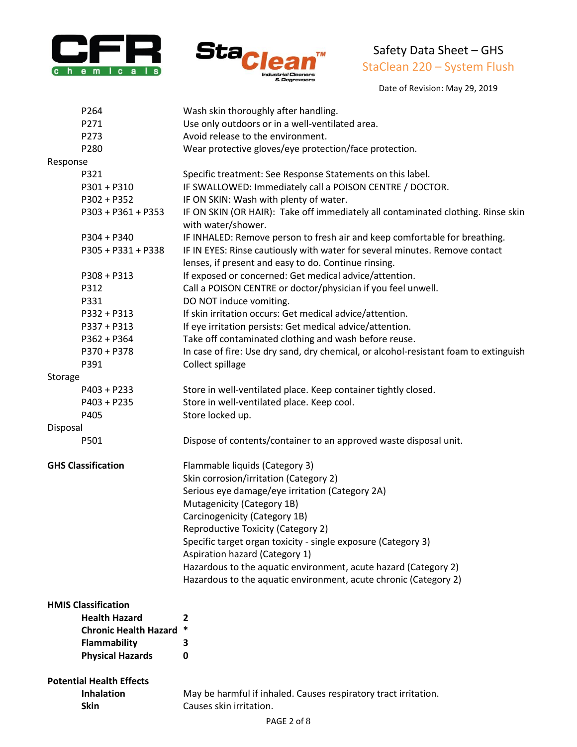| | |
|---|---|
| P264 | Wash skin thoroughly after handling. |
| P271 | Use only outdoors or in a well-ventilated area. |
| P273 | Avoid release to the environment. |
| P280 | Wear protective gloves/eye protection/face protection. |

Response

| | |
|---|---|
| P321 | Specific treatment: See Response Statements on this label. |
| P301 + P310 | IF SWALLOWED: Immediately call a POISON CENTRE / DOCTOR. |
| P302 + P352 | IF ON SKIN: Wash with plenty of water. |
| P303 + P361 + P353 | IF ON SKIN (OR HAIR): Take off immediately all contaminated clothing. Rinse skin with water/shower. |
| P304 + P340 | IF INHALED: Remove person to fresh air and keep comfortable for breathing. |
| P305 + P331 + P338 | IF IN EYES: Rinse cautiously with water for several minutes. Remove contact lenses, if present and easy to do. Continue rinsing. |
| P308 + P313 | If exposed or concerned: Get medical advice/attention. |
| P312 | Call a POISON CENTRE or doctor/physician if you feel unwell. |
| P331 | DO NOT induce vomiting. |
| P332 + P313 | If skin irritation occurs: Get medical advice/attention. |
| P337 + P313 | If eye irritation persists: Get medical advice/attention. |
| P362 + P364 | Take off contaminated clothing and wash before reuse. |
| P370 + P378 | In case of fire: Use dry sand, dry chemical, or alcohol-resistant foam to extinguish |
| P391 | Collect spillage |

Storage

| | |
|---|---|
| P403 + P233 | Store in well-ventilated place. Keep container tightly closed. |
| P403 + P235 | Store in well-ventilated place. Keep cool. |
| P405 | Store locked up. |

Disposal

| | |
|---|---|
| P501 | Dispose of contents/container to an approved waste disposal unit. |

**GHS Classification**

Flammable liquids (Category 3)
Skin corrosion/irritation (Category 2)
Serious eye damage/eye irritation (Category 2A)
Mutagenicity (Category 1B)
Carcinogenicity (Category 1B)
Reproductive Toxicity (Category 2)
Specific target organ toxicity - single exposure (Category 3)
Aspiration hazard (Category 1)
Hazardous to the aquatic environment, acute hazard (Category 2)
Hazardous to the aquatic environment, acute chronic (Category 2)

**HMIS Classification**

| | |
|---|---|
| **Health Hazard** | **2** |
| **Chronic Health Hazard** | ***** |
| **Flammability** | **3** |
| **Physical Hazards** | **0** |

**Potential Health Effects**

| | |
|---|---|
| **Inhalation** | May be harmful if inhaled. Causes respiratory tract irritation. |
| **Skin** | Causes skin irritation. |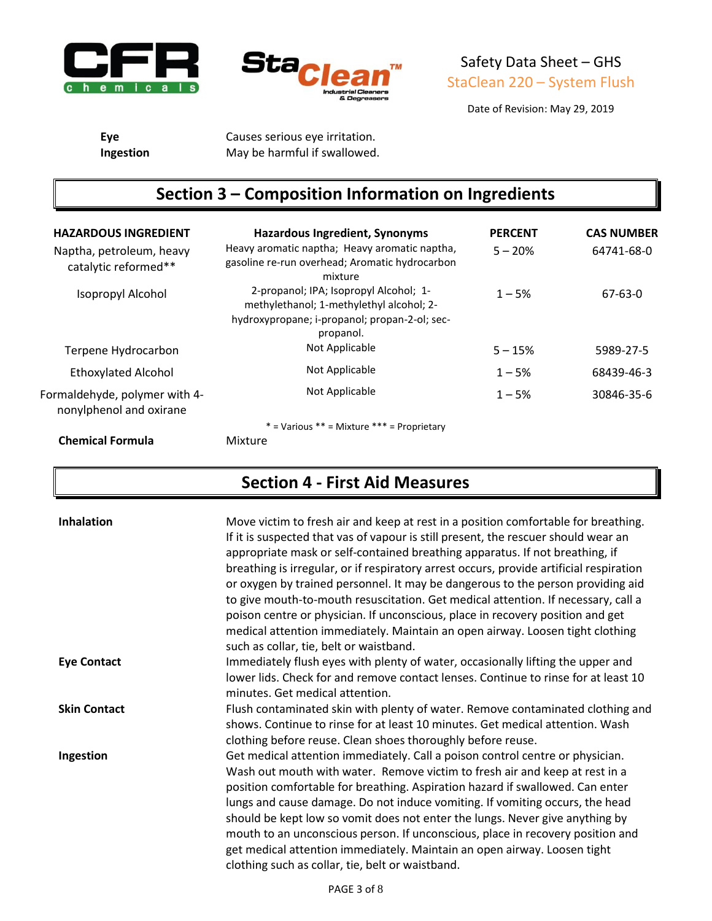| | |
|---|---|
| **Eye** | Causes serious eye irritation. |
| **Ingestion** | May be harmful if swallowed. |

## Section 3 – Composition Information on Ingredients

| HAZARDOUS INGREDIENT | Hazardous Ingredient, Synonyms | PERCENT | CAS NUMBER |
|---|---|---|---|
| Naptha, petroleum, heavy catalytic reformed** | Heavy aromatic naptha; Heavy aromatic naptha, gasoline re-run overhead; Aromatic hydrocarbon mixture | 5 – 20% | 64741-68-0 |
| Isopropyl Alcohol | 2-propanol; IPA; Isopropyl Alcohol; 1-methylethanol; 1-methylethyl alcohol; 2-hydroxypropane; i-propanol; propan-2-ol; sec-propanol. | 1 – 5% | 67-63-0 |
| Terpene Hydrocarbon | Not Applicable | 5 – 15% | 5989-27-5 |
| Ethoxylated Alcohol | Not Applicable | 1 – 5% | 68439-46-3 |
| Formaldehyde, polymer with 4-nonylphenol and oxirane | Not Applicable | 1 – 5% | 30846-35-6 |

* = Various ** = Mixture *** = Proprietary

**Chemical Formula** Mixture

## Section 4 - First Aid Measures

**Inhalation**
Move victim to fresh air and keep at rest in a position comfortable for breathing. If it is suspected that vas of vapour is still present, the rescuer should wear an appropriate mask or self-contained breathing apparatus. If not breathing, if breathing is irregular, or if respiratory arrest occurs, provide artificial respiration or oxygen by trained personnel. It may be dangerous to the person providing aid to give mouth-to-mouth resuscitation. Get medical attention. If necessary, call a poison centre or physician. If unconscious, place in recovery position and get medical attention immediately. Maintain an open airway. Loosen tight clothing such as collar, tie, belt or waistband.

**Eye Contact**
Immediately flush eyes with plenty of water, occasionally lifting the upper and lower lids. Check for and remove contact lenses. Continue to rinse for at least 10 minutes. Get medical attention.

**Skin Contact**
Flush contaminated skin with plenty of water. Remove contaminated clothing and shows. Continue to rinse for at least 10 minutes. Get medical attention. Wash clothing before reuse. Clean shoes thoroughly before reuse.

**Ingestion**
Get medical attention immediately. Call a poison control centre or physician. Wash out mouth with water. Remove victim to fresh air and keep at rest in a position comfortable for breathing. Aspiration hazard if swallowed. Can enter lungs and cause damage. Do not induce vomiting. If vomiting occurs, the head should be kept low so vomit does not enter the lungs. Never give anything by mouth to an unconscious person. If unconscious, place in recovery position and get medical attention immediately. Maintain an open airway. Loosen tight clothing such as collar, tie, belt or waistband.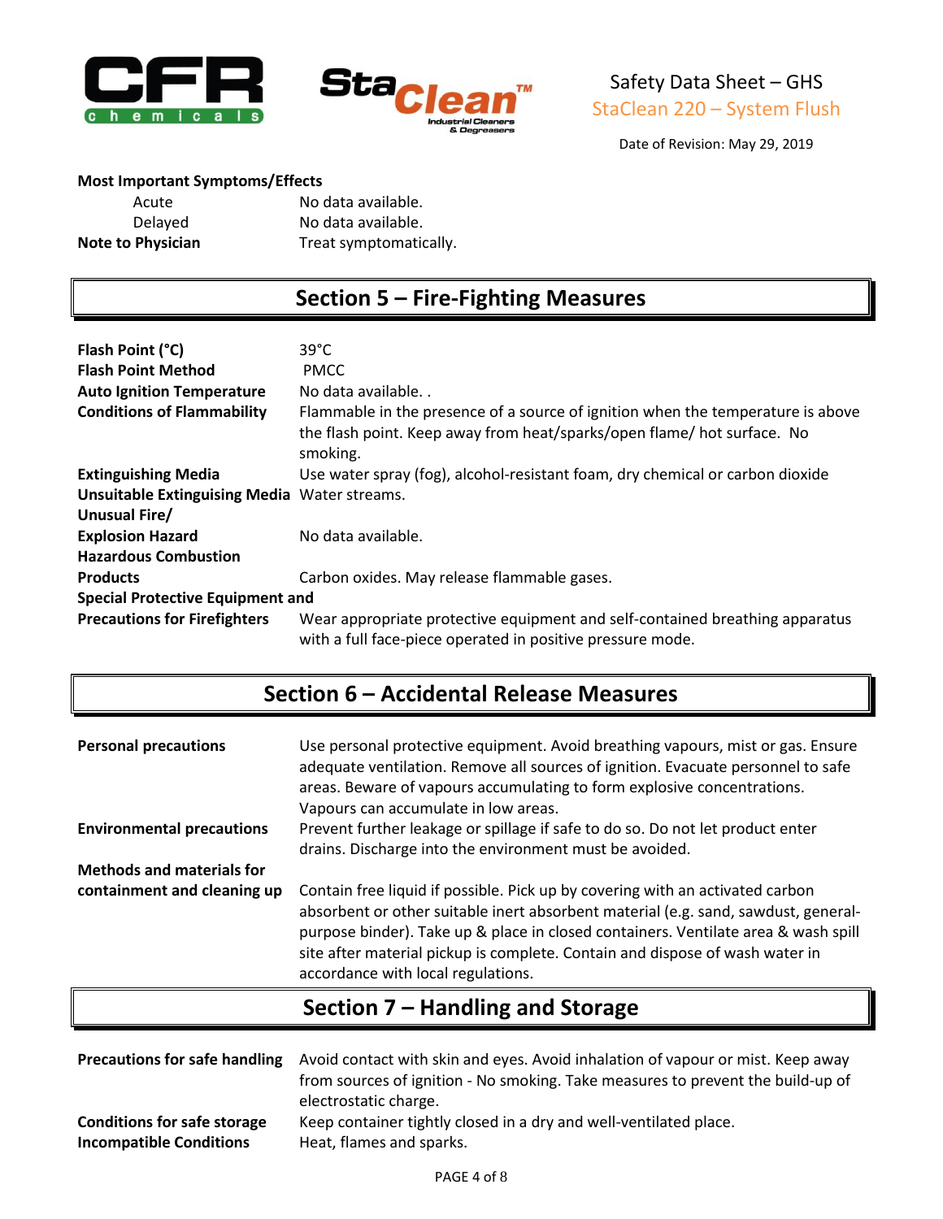**Most Important Symptoms/Effects**

| | |
|---|---|
| Acute | No data available. |
| Delayed | No data available. |
| **Note to Physician** | Treat symptomatically. |

## Section 5 – Fire-Fighting Measures

| | |
|---|---|
| **Flash Point (°C)** | 39°C |
| **Flash Point Method** | PMCC |
| **Auto Ignition Temperature** | No data available. . |
| **Conditions of Flammability** | Flammable in the presence of a source of ignition when the temperature is above the flash point. Keep away from heat/sparks/open flame/ hot surface. No smoking. |
| **Extinguishing Media** | Use water spray (fog), alcohol-resistant foam, dry chemical or carbon dioxide |
| **Unsuitable Extinguising Media** | Water streams. |
| **Unusual Fire/ Explosion Hazard** | No data available. |
| **Hazardous Combustion Products** | Carbon oxides. May release flammable gases. |
| **Special Protective Equipment and Precautions for Firefighters** | Wear appropriate protective equipment and self-contained breathing apparatus with a full face-piece operated in positive pressure mode. |

## Section 6 – Accidental Release Measures

| | |
|---|---|
| **Personal precautions** | Use personal protective equipment. Avoid breathing vapours, mist or gas. Ensure adequate ventilation. Remove all sources of ignition. Evacuate personnel to safe areas. Beware of vapours accumulating to form explosive concentrations. Vapours can accumulate in low areas. |
| **Environmental precautions** | Prevent further leakage or spillage if safe to do so. Do not let product enter drains. Discharge into the environment must be avoided. |
| **Methods and materials for containment and cleaning up** | Contain free liquid if possible. Pick up by covering with an activated carbon absorbent or other suitable inert absorbent material (e.g. sand, sawdust, general-purpose binder). Take up & place in closed containers. Ventilate area & wash spill site after material pickup is complete. Contain and dispose of wash water in accordance with local regulations. |

## Section 7 – Handling and Storage

| | |
|---|---|
| **Precautions for safe handling** | Avoid contact with skin and eyes. Avoid inhalation of vapour or mist. Keep away from sources of ignition - No smoking. Take measures to prevent the build-up of electrostatic charge. |
| **Conditions for safe storage** | Keep container tightly closed in a dry and well-ventilated place. |
| **Incompatible Conditions** | Heat, flames and sparks. |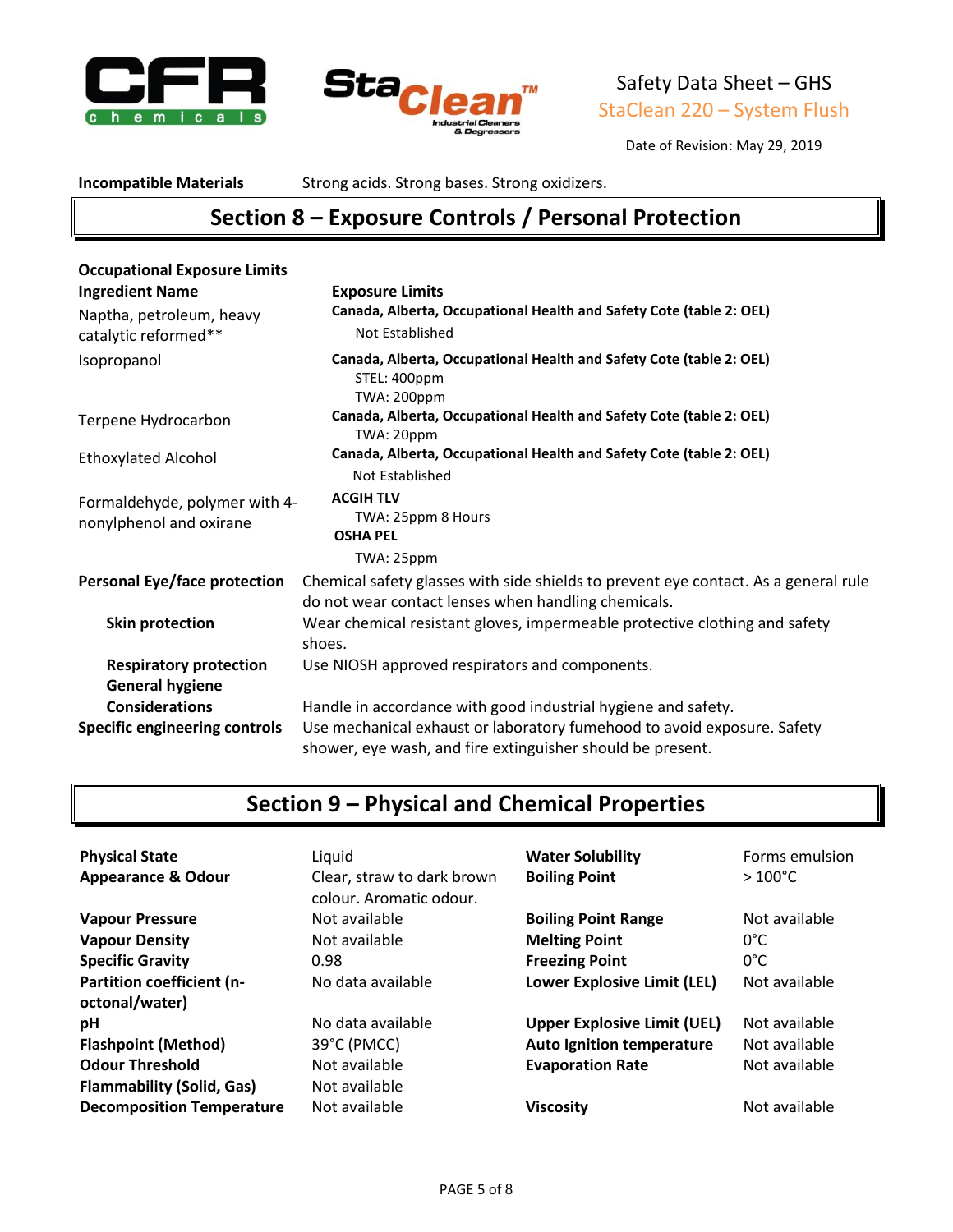| **Incompatible Materials** | Strong acids. Strong bases. Strong oxidizers. |
|---|---|

## Section 8 – Exposure Controls / Personal Protection

**Occupational Exposure Limits**

| Ingredient Name | Exposure Limits |
|---|---|
| Naptha, petroleum, heavy catalytic reformed** | **Canada, Alberta, Occupational Health and Safety Cote (table 2: OEL)**<br>Not Established |
| Isopropanol | **Canada, Alberta, Occupational Health and Safety Cote (table 2: OEL)**<br>STEL: 400ppm<br>TWA: 200ppm |
| Terpene Hydrocarbon | **Canada, Alberta, Occupational Health and Safety Cote (table 2: OEL)**<br>TWA: 20ppm |
| Ethoxylated Alcohol | **Canada, Alberta, Occupational Health and Safety Cote (table 2: OEL)**<br>Not Established |
| Formaldehyde, polymer with 4-nonylphenol and oxirane | **ACGIH TLV**<br>TWA: 25ppm 8 Hours<br>**OSHA PEL**<br>TWA: 25ppm |

| | |
|---|---|
| **Personal Eye/face protection** | Chemical safety glasses with side shields to prevent eye contact. As a general rule do not wear contact lenses when handling chemicals. |
| **Skin protection** | Wear chemical resistant gloves, impermeable protective clothing and safety shoes. |
| **Respiratory protection** | Use NIOSH approved respirators and components. |
| **General hygiene Considerations** | Handle in accordance with good industrial hygiene and safety. |
| **Specific engineering controls** | Use mechanical exhaust or laboratory fumehood to avoid exposure. Safety shower, eye wash, and fire extinguisher should be present. |

## Section 9 – Physical and Chemical Properties

| | | | |
|---|---|---|---|
| **Physical State** | Liquid | **Water Solubility** | Forms emulsion |
| **Appearance & Odour** | Clear, straw to dark brown colour. Aromatic odour. | **Boiling Point** | > 100°C |
| **Vapour Pressure** | Not available | **Boiling Point Range** | Not available |
| **Vapour Density** | Not available | **Melting Point** | 0°C |
| **Specific Gravity** | 0.98 | **Freezing Point** | 0°C |
| **Partition coefficient (n-octonal/water)** | No data available | **Lower Explosive Limit (LEL)** | Not available |
| **pH** | No data available | **Upper Explosive Limit (UEL)** | Not available |
| **Flashpoint (Method)** | 39°C (PMCC) | **Auto Ignition temperature** | Not available |
| **Odour Threshold** | Not available | **Evaporation Rate** | Not available |
| **Flammability (Solid, Gas)** | Not available | | |
| **Decomposition Temperature** | Not available | **Viscosity** | Not available |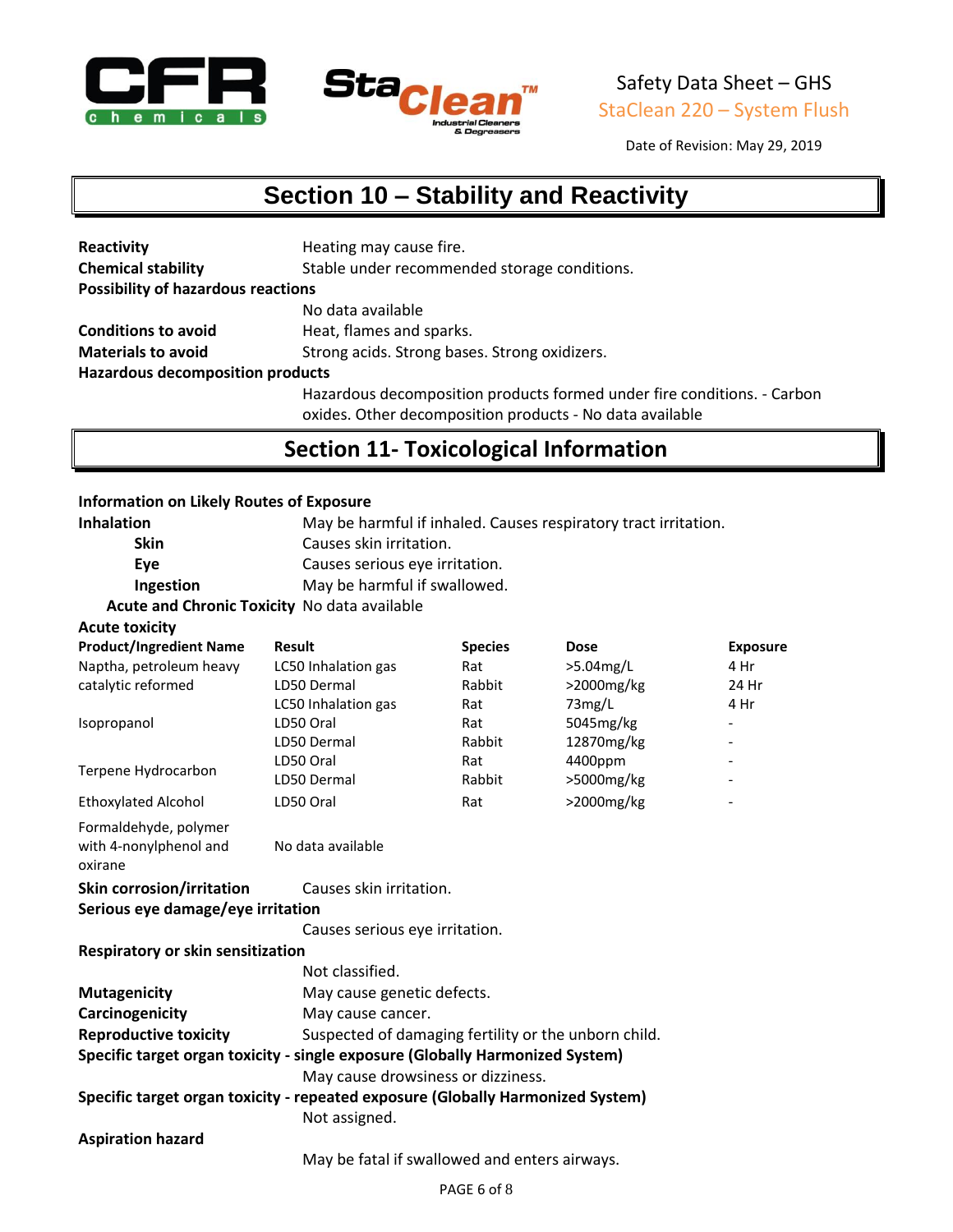## Section 10 – Stability and Reactivity

**Reactivity** Heating may cause fire.

**Chemical stability** Stable under recommended storage conditions.

**Possibility of hazardous reactions**

No data available

**Conditions to avoid** Heat, flames and sparks.

**Materials to avoid** Strong acids. Strong bases. Strong oxidizers.

**Hazardous decomposition products**

Hazardous decomposition products formed under fire conditions. - Carbon oxides. Other decomposition products - No data available

## Section 11- Toxicological Information

**Information on Likely Routes of Exposure**

**Inhalation** May be harmful if inhaled. Causes respiratory tract irritation.

**Skin** Causes skin irritation.

**Eye** Causes serious eye irritation.

**Ingestion** May be harmful if swallowed.

**Acute and Chronic Toxicity** No data available

**Acute toxicity**

| Product/Ingredient Name | Result | Species | Dose | Exposure |
|---|---|---|---|---|
| Naptha, petroleum heavy catalytic reformed | LC50 Inhalation gas | Rat | >5.04mg/L | 4 Hr |
| | LD50 Dermal | Rabbit | >2000mg/kg | 24 Hr |
| | LC50 Inhalation gas | Rat | 73mg/L | 4 Hr |
| Isopropanol | LD50 Oral | Rat | 5045mg/kg | - |
| | LD50 Dermal | Rabbit | 12870mg/kg | - |
| Terpene Hydrocarbon | LD50 Oral | Rat | 4400ppm | - |
| | LD50 Dermal | Rabbit | >5000mg/kg | - |
| Ethoxylated Alcohol | LD50 Oral | Rat | >2000mg/kg | - |
| Formaldehyde, polymer with 4-nonylphenol and oxirane | No data available | | | |

**Skin corrosion/irritation** Causes skin irritation.

**Serious eye damage/eye irritation**

Causes serious eye irritation.

**Respiratory or skin sensitization**

Not classified.

**Mutagenicity** May cause genetic defects.

**Carcinogenicity** May cause cancer.

**Reproductive toxicity** Suspected of damaging fertility or the unborn child.

**Specific target organ toxicity - single exposure (Globally Harmonized System)**

May cause drowsiness or dizziness.

**Specific target organ toxicity - repeated exposure (Globally Harmonized System)**

Not assigned.

**Aspiration hazard**

May be fatal if swallowed and enters airways.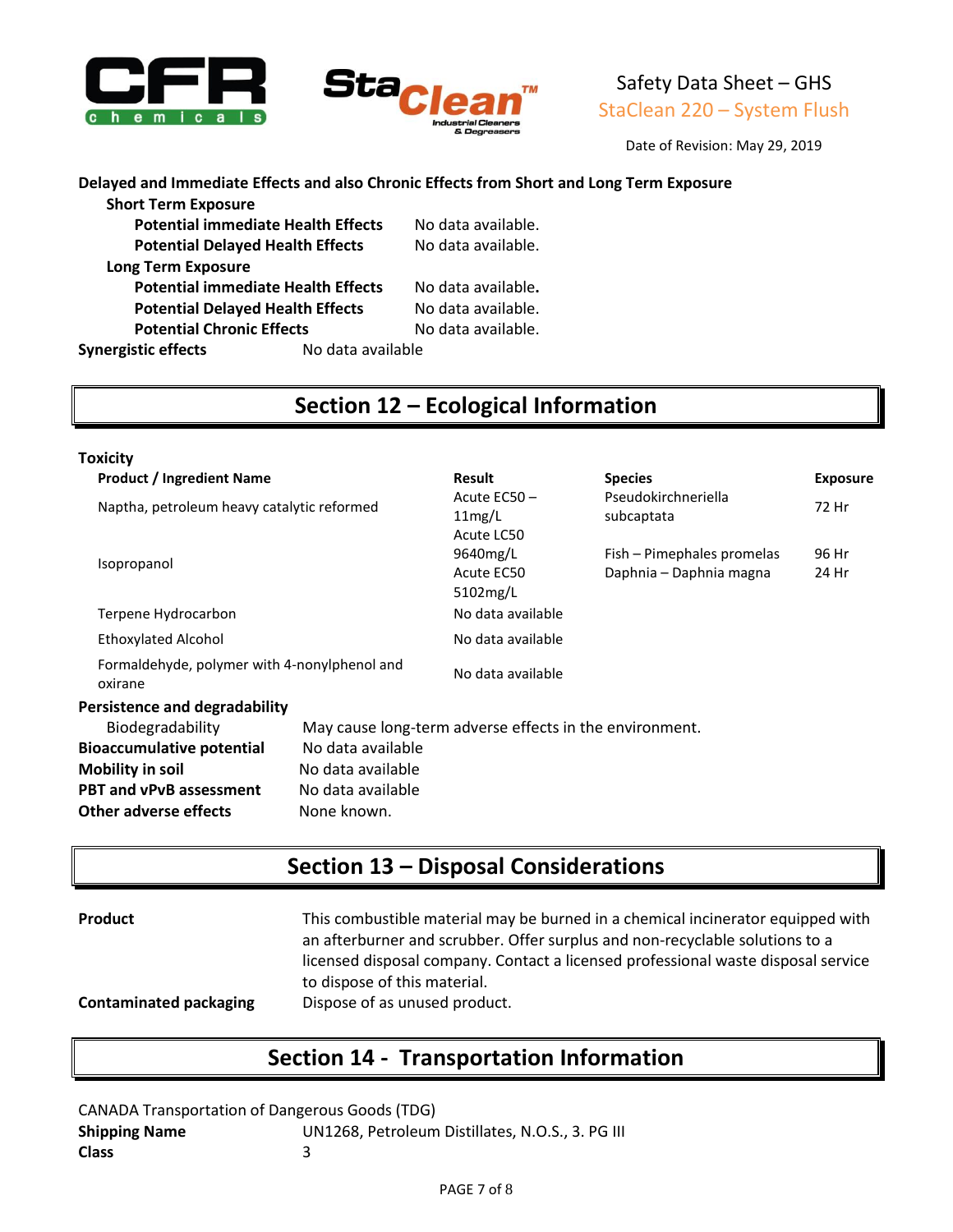**Delayed and Immediate Effects and also Chronic Effects from Short and Long Term Exposure**

**Short Term Exposure**

| | |
|---|---|
| **Potential immediate Health Effects** | No data available. |
| **Potential Delayed Health Effects** | No data available. |

**Long Term Exposure**

| | |
|---|---|
| **Potential immediate Health Effects** | No data available. |
| **Potential Delayed Health Effects** | No data available. |
| **Potential Chronic Effects** | No data available. |

**Synergistic effects** No data available

## Section 12 – Ecological Information

**Toxicity**

| Product / Ingredient Name | Result | Species | Exposure |
|---|---|---|---|
| Naptha, petroleum heavy catalytic reformed | Acute EC50 – 11mg/L | Pseudokirchneriella subcaptata | 72 Hr |
| Isopropanol | Acute LC50 9640mg/L | Fish – Pimephales promelas | 96 Hr |
| | Acute EC50 5102mg/L | Daphnia – Daphnia magna | 24 Hr |
| Terpene Hydrocarbon | No data available | | |
| Ethoxylated Alcohol | No data available | | |
| Formaldehyde, polymer with 4-nonylphenol and oxirane | No data available | | |

**Persistence and degradability**

| | |
|---|---|
| Biodegradability | May cause long-term adverse effects in the environment. |
| **Bioaccumulative potential** | No data available |
| **Mobility in soil** | No data available |
| **PBT and vPvB assessment** | No data available |
| **Other adverse effects** | None known. |

## Section 13 – Disposal Considerations

**Product** This combustible material may be burned in a chemical incinerator equipped with an afterburner and scrubber. Offer surplus and non-recyclable solutions to a licensed disposal company. Contact a licensed professional waste disposal service to dispose of this material.

**Contaminated packaging** Dispose of as unused product.

## Section 14 - Transportation Information

CANADA Transportation of Dangerous Goods (TDG)

| | |
|---|---|
| **Shipping Name** | UN1268, Petroleum Distillates, N.O.S., 3. PG III |
| **Class** | 3 |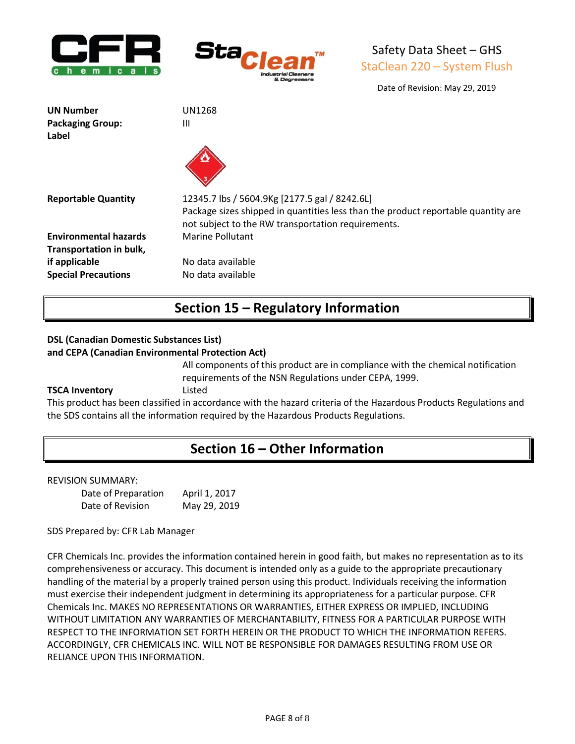| | |
|---|---|
| **UN Number** | UN1268 |
| **Packaging Group:** | III |
| **Label** | |
| **Reportable Quantity** | 12345.7 lbs / 5604.9Kg [2177.5 gal / 8242.6L]<br>Package sizes shipped in quantities less than the product reportable quantity are not subject to the RW transportation requirements. |
| **Environmental hazards** | Marine Pollutant |
| **Transportation in bulk, if applicable** | No data available |
| **Special Precautions** | No data available |

## Section 15 – Regulatory Information

**DSL (Canadian Domestic Substances List)**
**and CEPA (Canadian Environmental Protection Act)**

All components of this product are in compliance with the chemical notification requirements of the NSN Regulations under CEPA, 1999.

**TSCA Inventory** Listed

This product has been classified in accordance with the hazard criteria of the Hazardous Products Regulations and the SDS contains all the information required by the Hazardous Products Regulations.

## Section 16 – Other Information

REVISION SUMMARY:

| | |
|---|---|
| Date of Preparation | April 1, 2017 |
| Date of Revision | May 29, 2019 |

SDS Prepared by: CFR Lab Manager

CFR Chemicals Inc. provides the information contained herein in good faith, but makes no representation as to its comprehensiveness or accuracy. This document is intended only as a guide to the appropriate precautionary handling of the material by a properly trained person using this product. Individuals receiving the information must exercise their independent judgment in determining its appropriateness for a particular purpose. CFR Chemicals Inc. MAKES NO REPRESENTATIONS OR WARRANTIES, EITHER EXPRESS OR IMPLIED, INCLUDING WITHOUT LIMITATION ANY WARRANTIES OF MERCHANTABILITY, FITNESS FOR A PARTICULAR PURPOSE WITH RESPECT TO THE INFORMATION SET FORTH HEREIN OR THE PRODUCT TO WHICH THE INFORMATION REFERS. ACCORDINGLY, CFR CHEMICALS INC. WILL NOT BE RESPONSIBLE FOR DAMAGES RESULTING FROM USE OR RELIANCE UPON THIS INFORMATION.